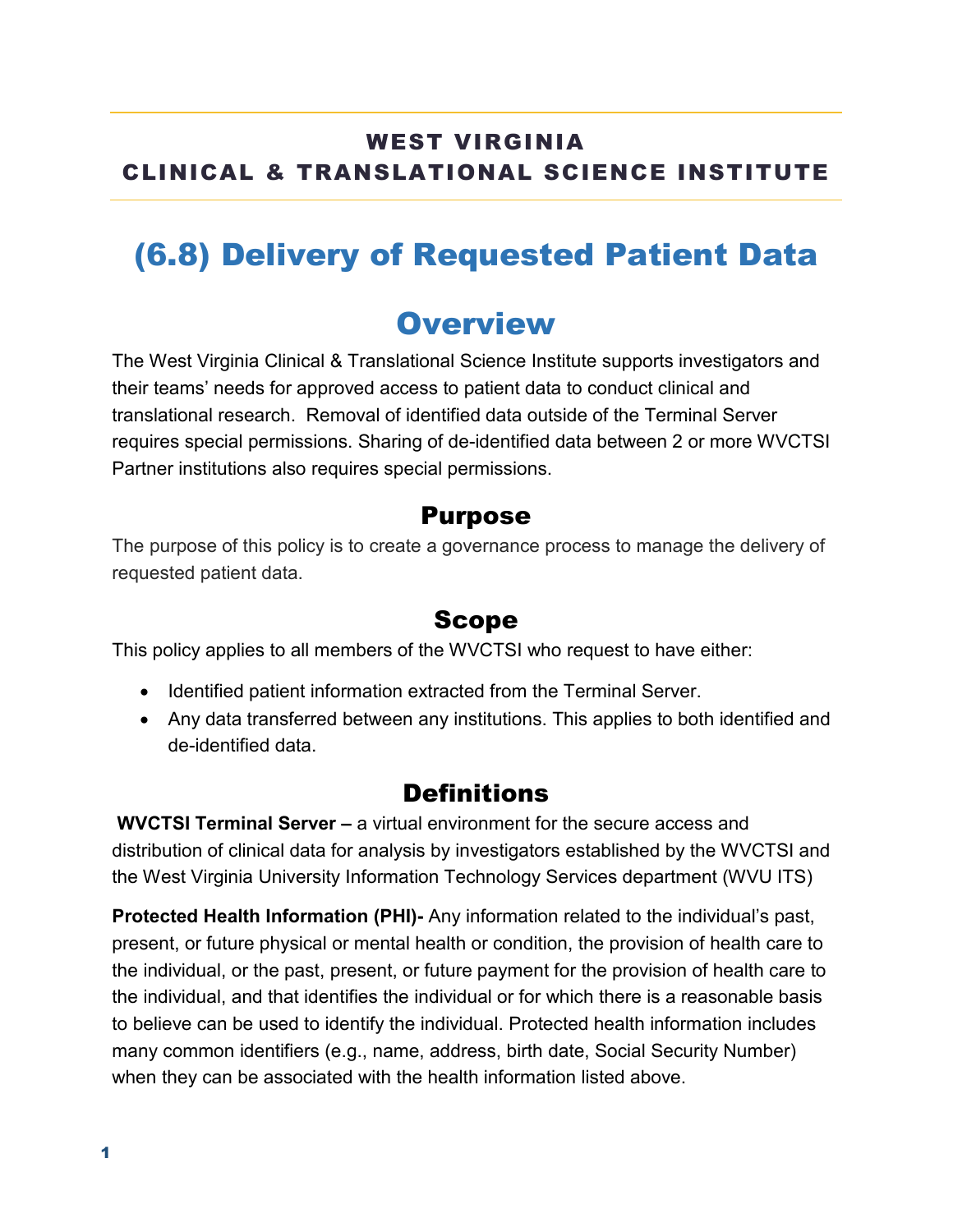**WEST VIRGINIA**
**CLINICAL & TRANSLATIONAL SCIENCE INSTITUTE**

# (6.8) Delivery of Requested Patient Data

## Overview

The West Virginia Clinical & Translational Science Institute supports investigators and their teams' needs for approved access to patient data to conduct clinical and translational research. Removal of identified data outside of the Terminal Server requires special permissions. Sharing of de-identified data between 2 or more WVCTSI Partner institutions also requires special permissions.

### Purpose

The purpose of this policy is to create a governance process to manage the delivery of requested patient data.

### Scope

This policy applies to all members of the WVCTSI who request to have either:

- Identified patient information extracted from the Terminal Server.
- Any data transferred between any institutions. This applies to both identified and de-identified data.

### Definitions

**WVCTSI Terminal Server –** a virtual environment for the secure access and distribution of clinical data for analysis by investigators established by the WVCTSI and the West Virginia University Information Technology Services department (WVU ITS)

**Protected Health Information (PHI)-** Any information related to the individual's past, present, or future physical or mental health or condition, the provision of health care to the individual, or the past, present, or future payment for the provision of health care to the individual, and that identifies the individual or for which there is a reasonable basis to believe can be used to identify the individual. Protected health information includes many common identifiers (e.g., name, address, birth date, Social Security Number) when they can be associated with the health information listed above.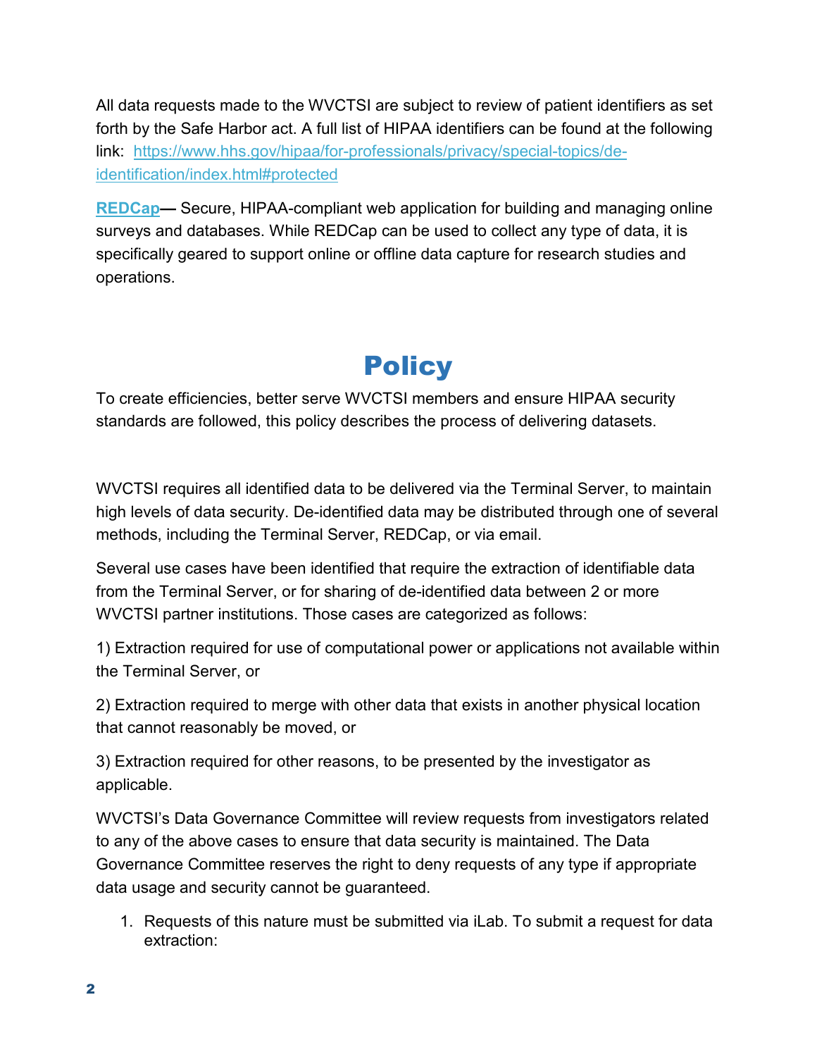All data requests made to the WVCTSI are subject to review of patient identifiers as set forth by the Safe Harbor act. A full list of HIPAA identifiers can be found at the following link: [https://www.hhs.gov/hipaa/for-professionals/privacy/special-topics/de-identification/index.html#protected](https://www.hhs.gov/hipaa/for-professionals/privacy/special-topics/de-identification/index.html#protected)

**REDCap—** Secure, HIPAA-compliant web application for building and managing online surveys and databases. While REDCap can be used to collect any type of data, it is specifically geared to support online or offline data capture for research studies and operations.

# Policy

To create efficiencies, better serve WVCTSI members and ensure HIPAA security standards are followed, this policy describes the process of delivering datasets.

WVCTSI requires all identified data to be delivered via the Terminal Server, to maintain high levels of data security. De-identified data may be distributed through one of several methods, including the Terminal Server, REDCap, or via email.

Several use cases have been identified that require the extraction of identifiable data from the Terminal Server, or for sharing of de-identified data between 2 or more WVCTSI partner institutions. Those cases are categorized as follows:

1) Extraction required for use of computational power or applications not available within the Terminal Server, or

2) Extraction required to merge with other data that exists in another physical location that cannot reasonably be moved, or

3) Extraction required for other reasons, to be presented by the investigator as applicable.

WVCTSI's Data Governance Committee will review requests from investigators related to any of the above cases to ensure that data security is maintained. The Data Governance Committee reserves the right to deny requests of any type if appropriate data usage and security cannot be guaranteed.

1. Requests of this nature must be submitted via iLab. To submit a request for data extraction: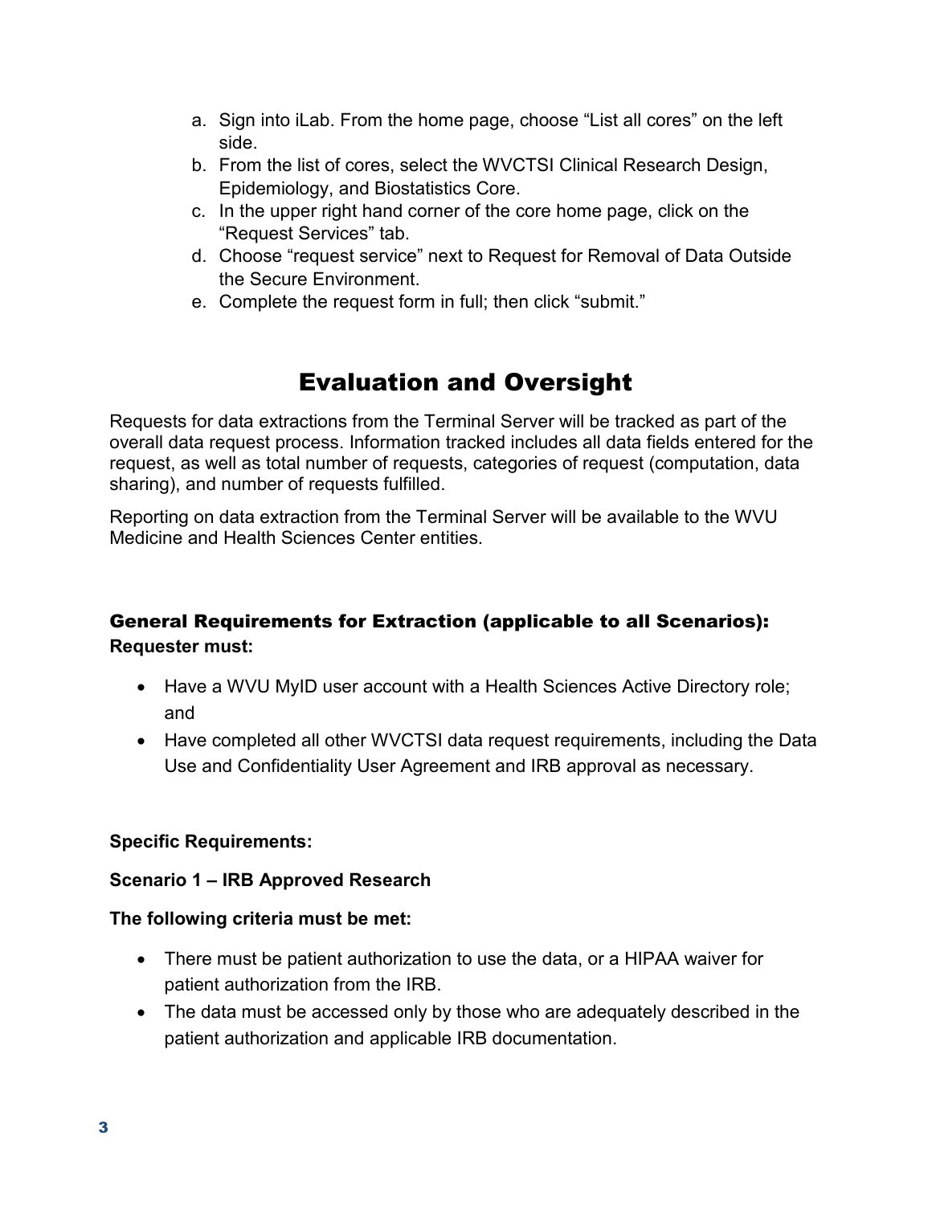a. Sign into iLab. From the home page, choose "List all cores" on the left side.
b. From the list of cores, select the WVCTSI Clinical Research Design, Epidemiology, and Biostatistics Core.
c. In the upper right hand corner of the core home page, click on the "Request Services" tab.
d. Choose "request service" next to Request for Removal of Data Outside the Secure Environment.
e. Complete the request form in full; then click "submit."

# Evaluation and Oversight

Requests for data extractions from the Terminal Server will be tracked as part of the overall data request process. Information tracked includes all data fields entered for the request, as well as total number of requests, categories of request (computation, data sharing), and number of requests fulfilled.

Reporting on data extraction from the Terminal Server will be available to the WVU Medicine and Health Sciences Center entities.

## General Requirements for Extraction (applicable to all Scenarios):

**Requester must:**

- Have a WVU MyID user account with a Health Sciences Active Directory role; and
- Have completed all other WVCTSI data request requirements, including the Data Use and Confidentiality User Agreement and IRB approval as necessary.

**Specific Requirements:**

**Scenario 1 – IRB Approved Research**

**The following criteria must be met:**

- There must be patient authorization to use the data, or a HIPAA waiver for patient authorization from the IRB.
- The data must be accessed only by those who are adequately described in the patient authorization and applicable IRB documentation.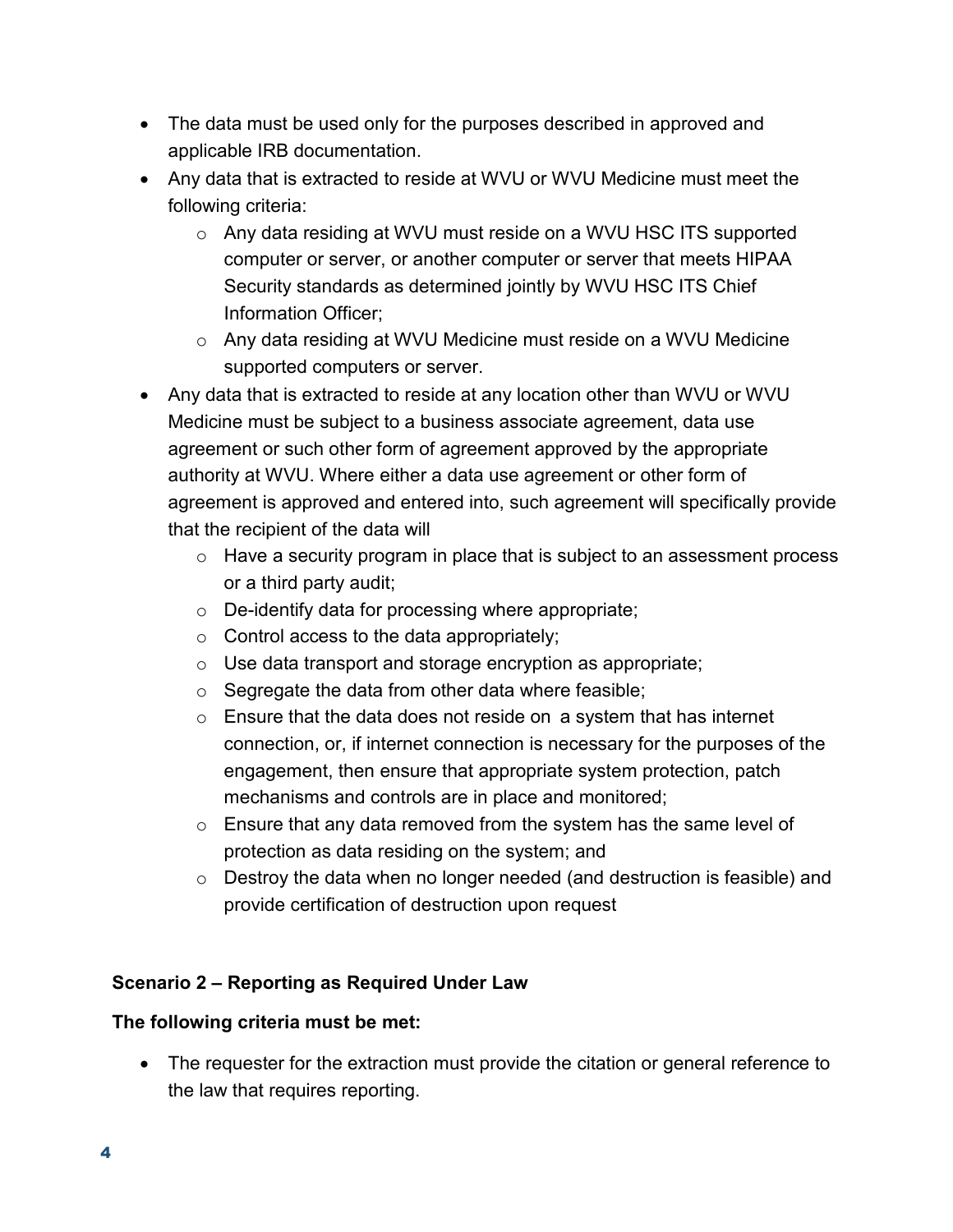- The data must be used only for the purposes described in approved and applicable IRB documentation.
- Any data that is extracted to reside at WVU or WVU Medicine must meet the following criteria:
  - Any data residing at WVU must reside on a WVU HSC ITS supported computer or server, or another computer or server that meets HIPAA Security standards as determined jointly by WVU HSC ITS Chief Information Officer;
  - Any data residing at WVU Medicine must reside on a WVU Medicine supported computers or server.
- Any data that is extracted to reside at any location other than WVU or WVU Medicine must be subject to a business associate agreement, data use agreement or such other form of agreement approved by the appropriate authority at WVU. Where either a data use agreement or other form of agreement is approved and entered into, such agreement will specifically provide that the recipient of the data will
  - Have a security program in place that is subject to an assessment process or a third party audit;
  - De-identify data for processing where appropriate;
  - Control access to the data appropriately;
  - Use data transport and storage encryption as appropriate;
  - Segregate the data from other data where feasible;
  - Ensure that the data does not reside on a system that has internet connection, or, if internet connection is necessary for the purposes of the engagement, then ensure that appropriate system protection, patch mechanisms and controls are in place and monitored;
  - Ensure that any data removed from the system has the same level of protection as data residing on the system; and
  - Destroy the data when no longer needed (and destruction is feasible) and provide certification of destruction upon request

**Scenario 2 – Reporting as Required Under Law**

**The following criteria must be met:**

- The requester for the extraction must provide the citation or general reference to the law that requires reporting.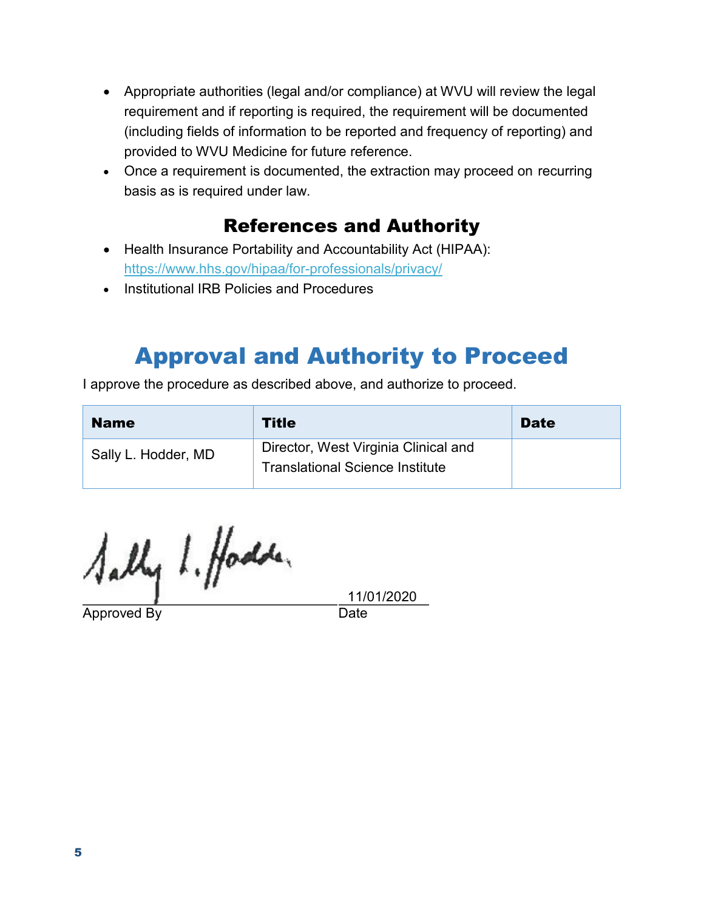- Appropriate authorities (legal and/or compliance) at WVU will review the legal requirement and if reporting is required, the requirement will be documented (including fields of information to be reported and frequency of reporting) and provided to WVU Medicine for future reference.
- Once a requirement is documented, the extraction may proceed on recurring basis as is required under law.

## References and Authority

- Health Insurance Portability and Accountability Act (HIPAA): https://www.hhs.gov/hipaa/for-professionals/privacy/
- Institutional IRB Policies and Procedures

# Approval and Authority to Proceed

I approve the procedure as described above, and authorize to proceed.

| Name | Title | Date |
|---|---|---|
| Sally L. Hodder, MD | Director, West Virginia Clinical and Translational Science Institute | |

Sally L. Hodder

Approved By

11/01/2020

Date